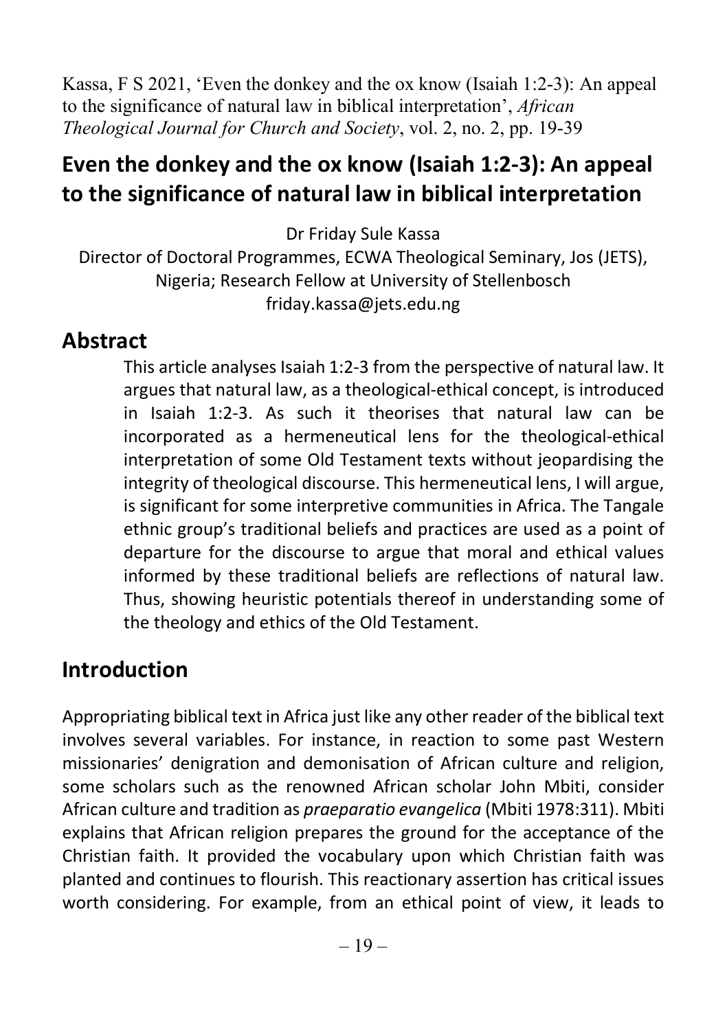Kassa, F S 2021, 'Even the donkey and the ox know (Isaiah 1:2-3): An appeal to the significance of natural law in biblical interpretation', *African Theological Journal for Church and Society*, vol. 2, no. 2, pp. 19-39

# Even the donkey and the ox know (Isaiah 1:2-3): An appeal to the significance of natural law in biblical interpretation

Dr Friday Sule Kassa

Director of Doctoral Programmes, ECWA Theological Seminary, Jos (JETS), Nigeria; Research Fellow at University of Stellenbosch

friday.kassa@jets.edu.ng

## Abstract

This article analyses Isaiah 1:2-3 from the perspective of natural law. It argues that natural law, as a theological-ethical concept, is introduced in Isaiah 1:2-3. As such it theorises that natural law can be incorporated as a hermeneutical lens for the theological-ethical interpretation of some Old Testament texts without jeopardising the integrity of theological discourse. This hermeneutical lens, I will argue, is significant for some interpretive communities in Africa. The Tangale ethnic group's traditional beliefs and practices are used as a point of departure for the discourse to argue that moral and ethical values informed by these traditional beliefs are reflections of natural law. Thus, showing heuristic potentials thereof in understanding some of the theology and ethics of the Old Testament.

## Introduction

Appropriating biblical text in Africa just like any other reader of the biblical text involves several variables. For instance, in reaction to some past Western missionaries' denigration and demonisation of African culture and religion, some scholars such as the renowned African scholar John Mbiti, consider African culture and tradition as *praeparatio evangelica* (Mbiti 1978:311). Mbiti explains that African religion prepares the ground for the acceptance of the Christian faith. It provided the vocabulary upon which Christian faith was planted and continues to flourish. This reactionary assertion has critical issues worth considering. For example, from an ethical point of view, it leads to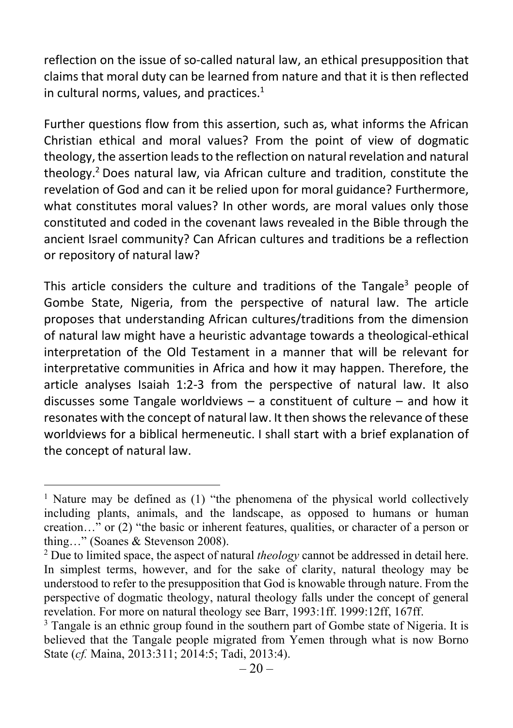reflection on the issue of so-called natural law, an ethical presupposition that claims that moral duty can be learned from nature and that it is then reflected in cultural norms, values, and practices.[1]

Further questions flow from this assertion, such as, what informs the African Christian ethical and moral values? From the point of view of dogmatic theology, the assertion leads to the reflection on natural revelation and natural theology.[2] Does natural law, via African culture and tradition, constitute the revelation of God and can it be relied upon for moral guidance? Furthermore, what constitutes moral values? In other words, are moral values only those constituted and coded in the covenant laws revealed in the Bible through the ancient Israel community? Can African cultures and traditions be a reflection or repository of natural law?

This article considers the culture and traditions of the Tangale[3] people of Gombe State, Nigeria, from the perspective of natural law. The article proposes that understanding African cultures/traditions from the dimension of natural law might have a heuristic advantage towards a theological-ethical interpretation of the Old Testament in a manner that will be relevant for interpretative communities in Africa and how it may happen. Therefore, the article analyses Isaiah 1:2-3 from the perspective of natural law. It also discusses some Tangale worldviews – a constituent of culture – and how it resonates with the concept of natural law. It then shows the relevance of these worldviews for a biblical hermeneutic. I shall start with a brief explanation of the concept of natural law.

---

[1] Nature may be defined as (1) "the phenomena of the physical world collectively including plants, animals, and the landscape, as opposed to humans or human creation…" or (2) "the basic or inherent features, qualities, or character of a person or thing…" (Soanes & Stevenson 2008).

[2] Due to limited space, the aspect of natural *theology* cannot be addressed in detail here. In simplest terms, however, and for the sake of clarity, natural theology may be understood to refer to the presupposition that God is knowable through nature. From the perspective of dogmatic theology, natural theology falls under the concept of general revelation. For more on natural theology see Barr, 1993:1ff. 1999:12ff, 167ff.

[3] Tangale is an ethnic group found in the southern part of Gombe state of Nigeria. It is believed that the Tangale people migrated from Yemen through what is now Borno State (*cf.* Maina, 2013:311; 2014:5; Tadi, 2013:4).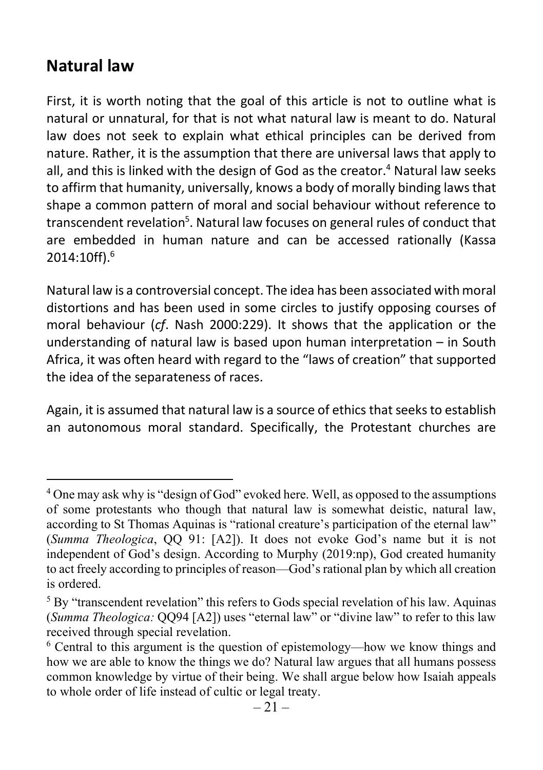## Natural law

First, it is worth noting that the goal of this article is not to outline what is natural or unnatural, for that is not what natural law is meant to do. Natural law does not seek to explain what ethical principles can be derived from nature. Rather, it is the assumption that there are universal laws that apply to all, and this is linked with the design of God as the creator.[4] Natural law seeks to affirm that humanity, universally, knows a body of morally binding laws that shape a common pattern of moral and social behaviour without reference to transcendent revelation[5]. Natural law focuses on general rules of conduct that are embedded in human nature and can be accessed rationally (Kassa 2014:10ff).[6]

Natural law is a controversial concept. The idea has been associated with moral distortions and has been used in some circles to justify opposing courses of moral behaviour (*cf*. Nash 2000:229). It shows that the application or the understanding of natural law is based upon human interpretation – in South Africa, it was often heard with regard to the "laws of creation" that supported the idea of the separateness of races.

Again, it is assumed that natural law is a source of ethics that seeks to establish an autonomous moral standard. Specifically, the Protestant churches are

---

[4] One may ask why is "design of God" evoked here. Well, as opposed to the assumptions of some protestants who though that natural law is somewhat deistic, natural law, according to St Thomas Aquinas is "rational creature's participation of the eternal law" (*Summa Theologica*, QQ 91: [A2]). It does not evoke God's name but it is not independent of God's design. According to Murphy (2019:np), God created humanity to act freely according to principles of reason—God's rational plan by which all creation is ordered.

[5] By "transcendent revelation" this refers to Gods special revelation of his law. Aquinas (*Summa Theologica:* QQ94 [A2]) uses "eternal law" or "divine law" to refer to this law received through special revelation.

[6] Central to this argument is the question of epistemology—how we know things and how we are able to know the things we do? Natural law argues that all humans possess common knowledge by virtue of their being. We shall argue below how Isaiah appeals to whole order of life instead of cultic or legal treaty.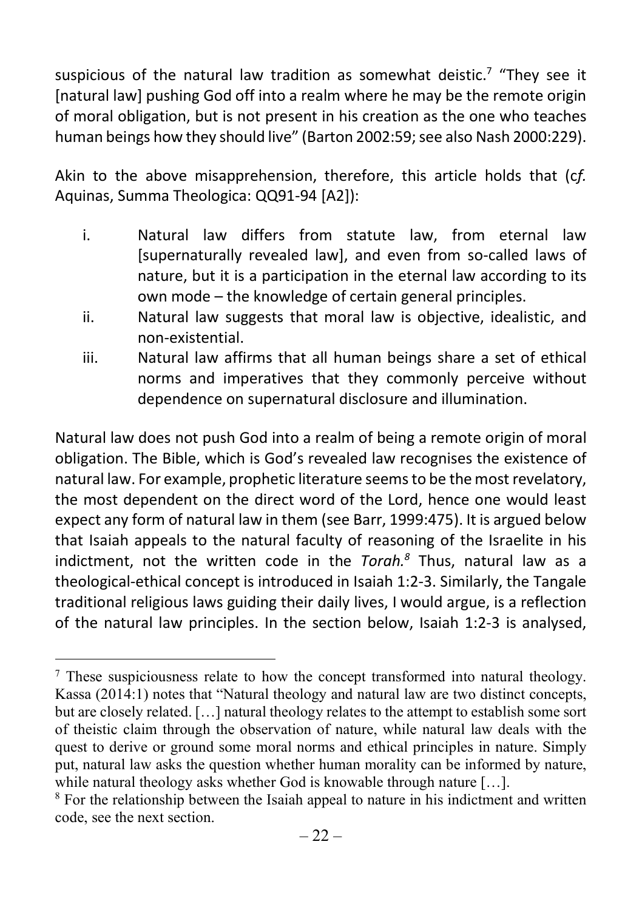suspicious of the natural law tradition as somewhat deistic.[7] "They see it [natural law] pushing God off into a realm where he may be the remote origin of moral obligation, but is not present in his creation as the one who teaches human beings how they should live" (Barton 2002:59; see also Nash 2000:229).

Akin to the above misapprehension, therefore, this article holds that (c*f.* Aquinas, Summa Theologica: QQ91-94 [A2]):

i. Natural law differs from statute law, from eternal law [supernaturally revealed law], and even from so-called laws of nature, but it is a participation in the eternal law according to its own mode – the knowledge of certain general principles.
ii. Natural law suggests that moral law is objective, idealistic, and non-existential.
iii. Natural law affirms that all human beings share a set of ethical norms and imperatives that they commonly perceive without dependence on supernatural disclosure and illumination.

Natural law does not push God into a realm of being a remote origin of moral obligation. The Bible, which is God's revealed law recognises the existence of natural law. For example, prophetic literature seems to be the most revelatory, the most dependent on the direct word of the Lord, hence one would least expect any form of natural law in them (see Barr, 1999:475). It is argued below that Isaiah appeals to the natural faculty of reasoning of the Israelite in his indictment, not the written code in the *Torah.*[8] Thus, natural law as a theological-ethical concept is introduced in Isaiah 1:2-3. Similarly, the Tangale traditional religious laws guiding their daily lives, I would argue, is a reflection of the natural law principles. In the section below, Isaiah 1:2-3 is analysed,

---

[7] These suspiciousness relate to how the concept transformed into natural theology. Kassa (2014:1) notes that "Natural theology and natural law are two distinct concepts, but are closely related. […] natural theology relates to the attempt to establish some sort of theistic claim through the observation of nature, while natural law deals with the quest to derive or ground some moral norms and ethical principles in nature. Simply put, natural law asks the question whether human morality can be informed by nature, while natural theology asks whether God is knowable through nature […].

[8] For the relationship between the Isaiah appeal to nature in his indictment and written code, see the next section.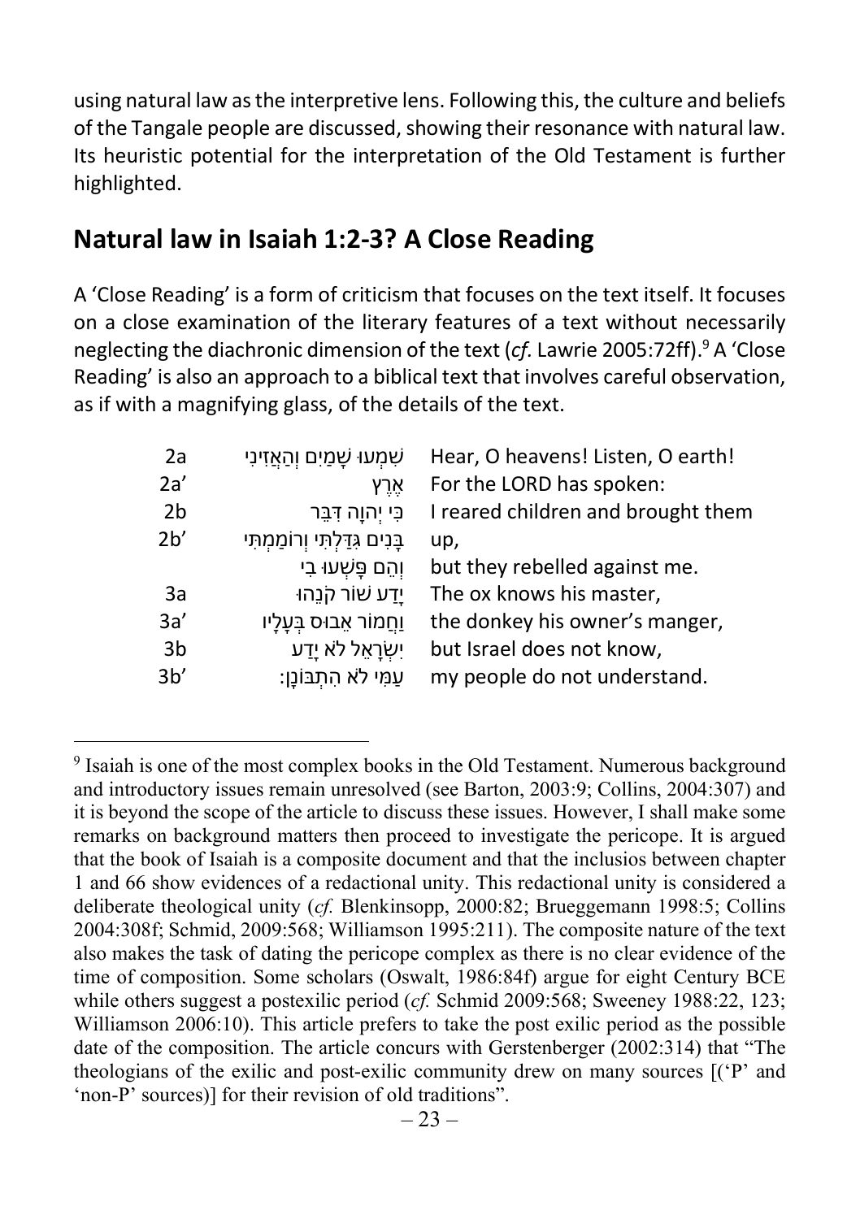using natural law as the interpretive lens. Following this, the culture and beliefs of the Tangale people are discussed, showing their resonance with natural law. Its heuristic potential for the interpretation of the Old Testament is further highlighted.

## Natural law in Isaiah 1:2-3? A Close Reading

A 'Close Reading' is a form of criticism that focuses on the text itself. It focuses on a close examination of the literary features of a text without necessarily neglecting the diachronic dimension of the text (*cf.* Lawrie 2005:72ff).[9] A 'Close Reading' is also an approach to a biblical text that involves careful observation, as if with a magnifying glass, of the details of the text.

| | | |
|---|---|---|
| 2a | שִׁמְעוּ שָׁמַיִם וְהַאֲזִינִי | Hear, O heavens! Listen, O earth! |
| 2a' | אֶרֶץ | For the LORD has spoken: |
| 2b | כִּי יְהוָה דִּבֵּר | I reared children and brought them |
| 2b' | בָּנִים גִּדַּלְתִּי וְרוֹמַמְתִּי | up, |
| | וְהֵם פָּשְׁעוּ בִי | but they rebelled against me. |
| 3a | יָדַע שׁוֹר קֹנֵהוּ | The ox knows his master, |
| 3a' | וַחֲמוֹר אֵבוּס בְּעָלָיו | the donkey his owner's manger, |
| 3b | יִשְׂרָאֵל לֹא יָדַע | but Israel does not know, |
| 3b' | עַמִּי לֹא הִתְבּוֹנָן׃ | my people do not understand. |

[9] Isaiah is one of the most complex books in the Old Testament. Numerous background and introductory issues remain unresolved (see Barton, 2003:9; Collins, 2004:307) and it is beyond the scope of the article to discuss these issues. However, I shall make some remarks on background matters then proceed to investigate the pericope. It is argued that the book of Isaiah is a composite document and that the inclusios between chapter 1 and 66 show evidences of a redactional unity. This redactional unity is considered a deliberate theological unity (*cf.* Blenkinsopp, 2000:82; Brueggemann 1998:5; Collins 2004:308f; Schmid, 2009:568; Williamson 1995:211). The composite nature of the text also makes the task of dating the pericope complex as there is no clear evidence of the time of composition. Some scholars (Oswalt, 1986:84f) argue for eight Century BCE while others suggest a postexilic period (*cf.* Schmid 2009:568; Sweeney 1988:22, 123; Williamson 2006:10). This article prefers to take the post exilic period as the possible date of the composition. The article concurs with Gerstenberger (2002:314) that "The theologians of the exilic and post-exilic community drew on many sources [('P' and 'non-P' sources)] for their revision of old traditions".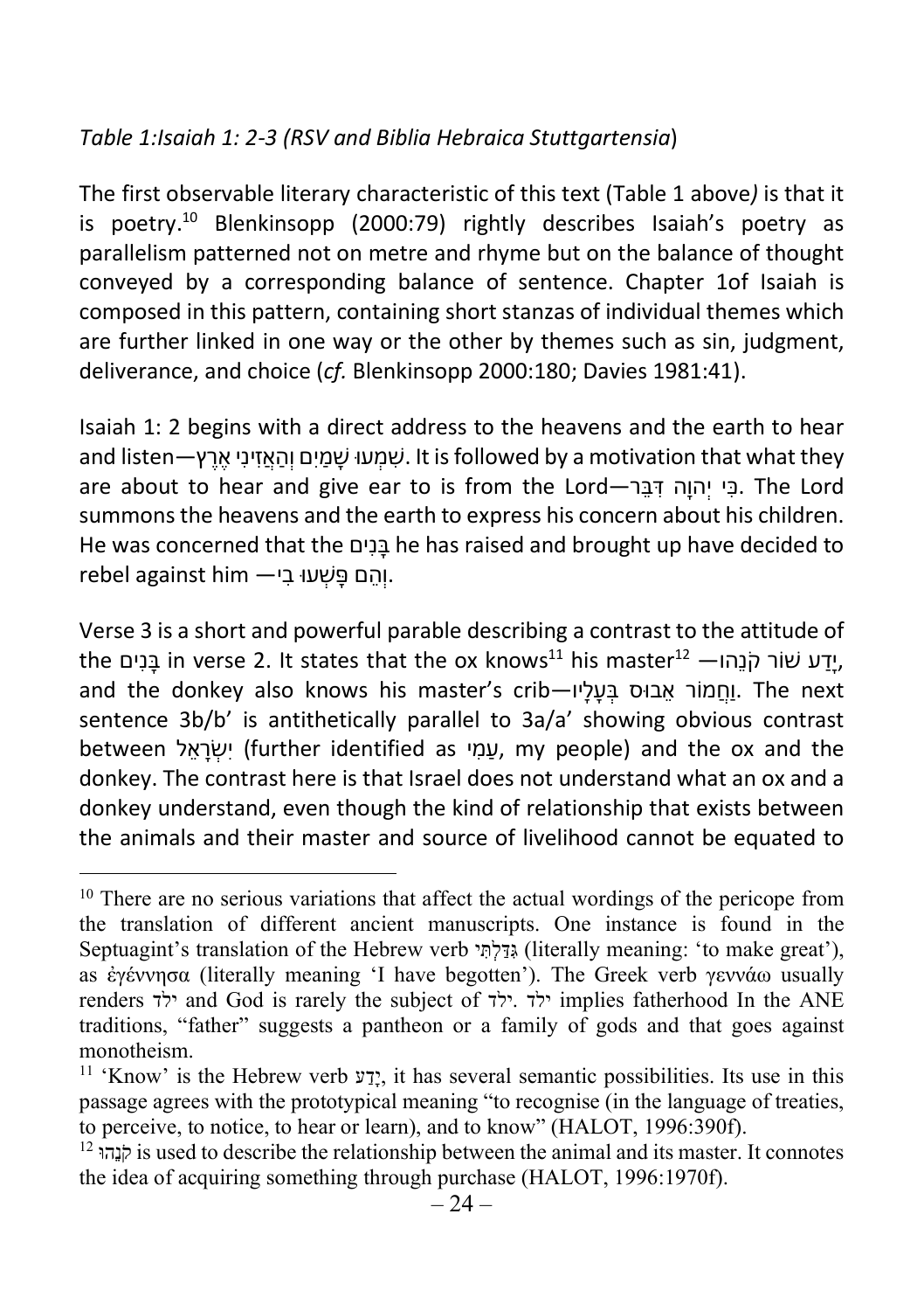*Table 1:Isaiah 1: 2-3 (RSV and Biblia Hebraica Stuttgartensia*)

The first observable literary characteristic of this text (Table 1 above*)* is that it is poetry.[10] Blenkinsopp (2000:79) rightly describes Isaiah's poetry as parallelism patterned not on metre and rhyme but on the balance of thought conveyed by a corresponding balance of sentence. Chapter 1of Isaiah is composed in this pattern, containing short stanzas of individual themes which are further linked in one way or the other by themes such as sin, judgment, deliverance, and choice (*cf.* Blenkinsopp 2000:180; Davies 1981:41).

Isaiah 1: 2 begins with a direct address to the heavens and the earth to hear and listen—שִׁמְעוּ שָׁמַיִם וְהַאֲזִינִי אֶרֶץ. It is followed by a motivation that what they are about to hear and give ear to is from the Lord—כִּי יְהוָה דִּבֵּר. The Lord summons the heavens and the earth to express his concern about his children. He was concerned that the בָּנִים he has raised and brought up have decided to rebel against him —וְהֵם פָּשְׁעוּ בִי.

Verse 3 is a short and powerful parable describing a contrast to the attitude of the בָּנִים in verse 2. It states that the ox knows[11] his master[12] —יָדַע שׁוֹר קֹנֵהוּ, and the donkey also knows his master's crib—וַחֲמוֹר אֵבוּס בְּעָלָיו. The next sentence 3b/b' is antithetically parallel to 3a/a' showing obvious contrast between יִשְׂרָאֵל (further identified as עַמִּי, my people) and the ox and the donkey. The contrast here is that Israel does not understand what an ox and a donkey understand, even though the kind of relationship that exists between the animals and their master and source of livelihood cannot be equated to

---

[10] There are no serious variations that affect the actual wordings of the pericope from the translation of different ancient manuscripts. One instance is found in the Septuagint's translation of the Hebrew verb גִּדַּלְתִּי (literally meaning: 'to make great'), as ἐγέννησα (literally meaning 'I have begotten'). The Greek verb γεννάω usually renders ילד and God is rarely the subject of ילד. ילד implies fatherhood In the ANE traditions, "father" suggests a pantheon or a family of gods and that goes against monotheism.

[11] 'Know' is the Hebrew verb יָדַע, it has several semantic possibilities. Its use in this passage agrees with the prototypical meaning "to recognise (in the language of treaties, to perceive, to notice, to hear or learn), and to know" (HALOT, 1996:390f).

[12] קֹנֵהוּ is used to describe the relationship between the animal and its master. It connotes the idea of acquiring something through purchase (HALOT, 1996:1970f).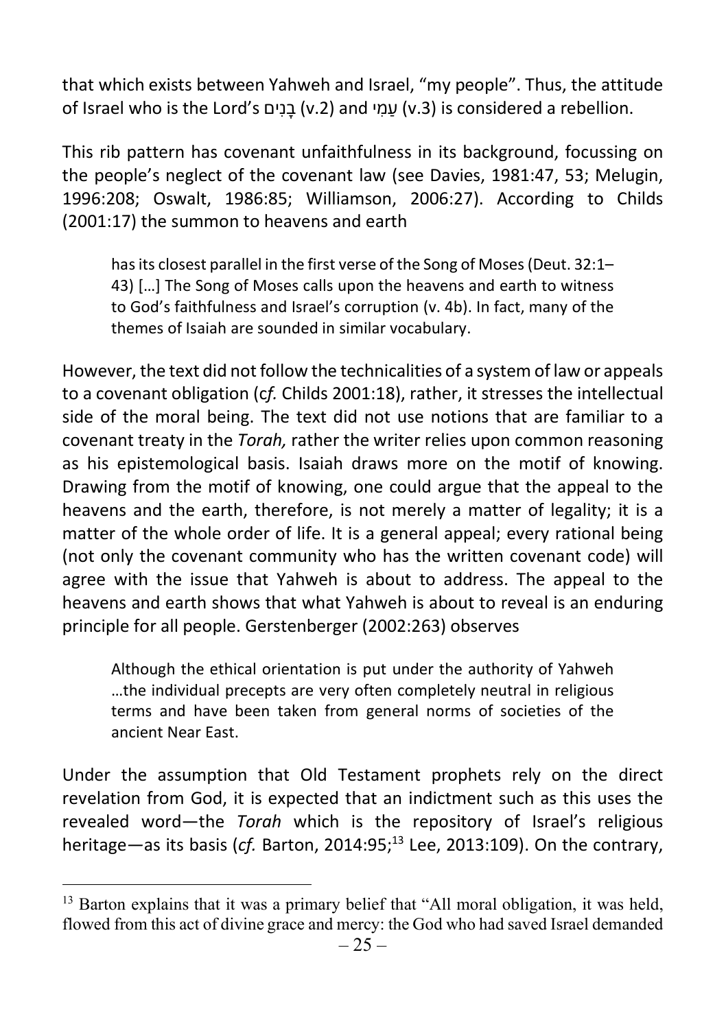that which exists between Yahweh and Israel, "my people". Thus, the attitude of Israel who is the Lord's בָּנִים (v.2) and עַמִּי (v.3) is considered a rebellion.

This rib pattern has covenant unfaithfulness in its background, focussing on the people's neglect of the covenant law (see Davies, 1981:47, 53; Melugin, 1996:208; Oswalt, 1986:85; Williamson, 2006:27). According to Childs (2001:17) the summon to heavens and earth

> has its closest parallel in the first verse of the Song of Moses (Deut. 32:1–43) […] The Song of Moses calls upon the heavens and earth to witness to God's faithfulness and Israel's corruption (v. 4b). In fact, many of the themes of Isaiah are sounded in similar vocabulary.

However, the text did not follow the technicalities of a system of law or appeals to a covenant obligation (c*f.* Childs 2001:18), rather, it stresses the intellectual side of the moral being. The text did not use notions that are familiar to a covenant treaty in the *Torah,* rather the writer relies upon common reasoning as his epistemological basis. Isaiah draws more on the motif of knowing. Drawing from the motif of knowing, one could argue that the appeal to the heavens and the earth, therefore, is not merely a matter of legality; it is a matter of the whole order of life. It is a general appeal; every rational being (not only the covenant community who has the written covenant code) will agree with the issue that Yahweh is about to address. The appeal to the heavens and earth shows that what Yahweh is about to reveal is an enduring principle for all people. Gerstenberger (2002:263) observes

> Although the ethical orientation is put under the authority of Yahweh …the individual precepts are very often completely neutral in religious terms and have been taken from general norms of societies of the ancient Near East.

Under the assumption that Old Testament prophets rely on the direct revelation from God, it is expected that an indictment such as this uses the revealed word—the *Torah* which is the repository of Israel's religious heritage—as its basis (*cf.* Barton, 2014:95;[13] Lee, 2013:109). On the contrary,

[13] Barton explains that it was a primary belief that "All moral obligation, it was held, flowed from this act of divine grace and mercy: the God who had saved Israel demanded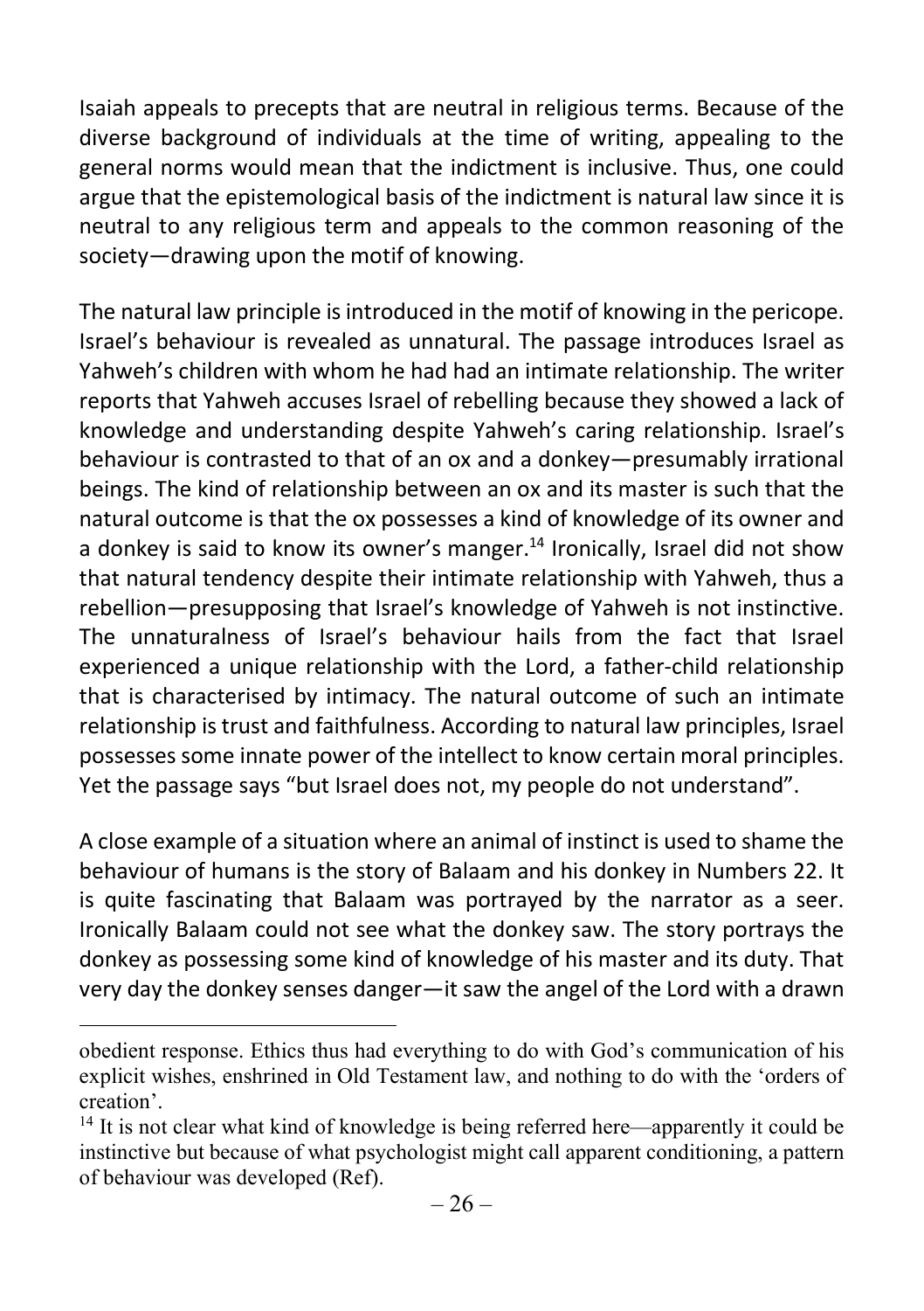Isaiah appeals to precepts that are neutral in religious terms. Because of the diverse background of individuals at the time of writing, appealing to the general norms would mean that the indictment is inclusive. Thus, one could argue that the epistemological basis of the indictment is natural law since it is neutral to any religious term and appeals to the common reasoning of the society—drawing upon the motif of knowing.

The natural law principle is introduced in the motif of knowing in the pericope. Israel's behaviour is revealed as unnatural. The passage introduces Israel as Yahweh's children with whom he had had an intimate relationship. The writer reports that Yahweh accuses Israel of rebelling because they showed a lack of knowledge and understanding despite Yahweh's caring relationship. Israel's behaviour is contrasted to that of an ox and a donkey—presumably irrational beings. The kind of relationship between an ox and its master is such that the natural outcome is that the ox possesses a kind of knowledge of its owner and a donkey is said to know its owner's manger.[14] Ironically, Israel did not show that natural tendency despite their intimate relationship with Yahweh, thus a rebellion—presupposing that Israel's knowledge of Yahweh is not instinctive. The unnaturalness of Israel's behaviour hails from the fact that Israel experienced a unique relationship with the Lord, a father-child relationship that is characterised by intimacy. The natural outcome of such an intimate relationship is trust and faithfulness. According to natural law principles, Israel possesses some innate power of the intellect to know certain moral principles. Yet the passage says "but Israel does not, my people do not understand".

A close example of a situation where an animal of instinct is used to shame the behaviour of humans is the story of Balaam and his donkey in Numbers 22. It is quite fascinating that Balaam was portrayed by the narrator as a seer. Ironically Balaam could not see what the donkey saw. The story portrays the donkey as possessing some kind of knowledge of his master and its duty. That very day the donkey senses danger—it saw the angel of the Lord with a drawn

---

obedient response. Ethics thus had everything to do with God's communication of his explicit wishes, enshrined in Old Testament law, and nothing to do with the 'orders of creation'.

[14] It is not clear what kind of knowledge is being referred here—apparently it could be instinctive but because of what psychologist might call apparent conditioning, a pattern of behaviour was developed (Ref).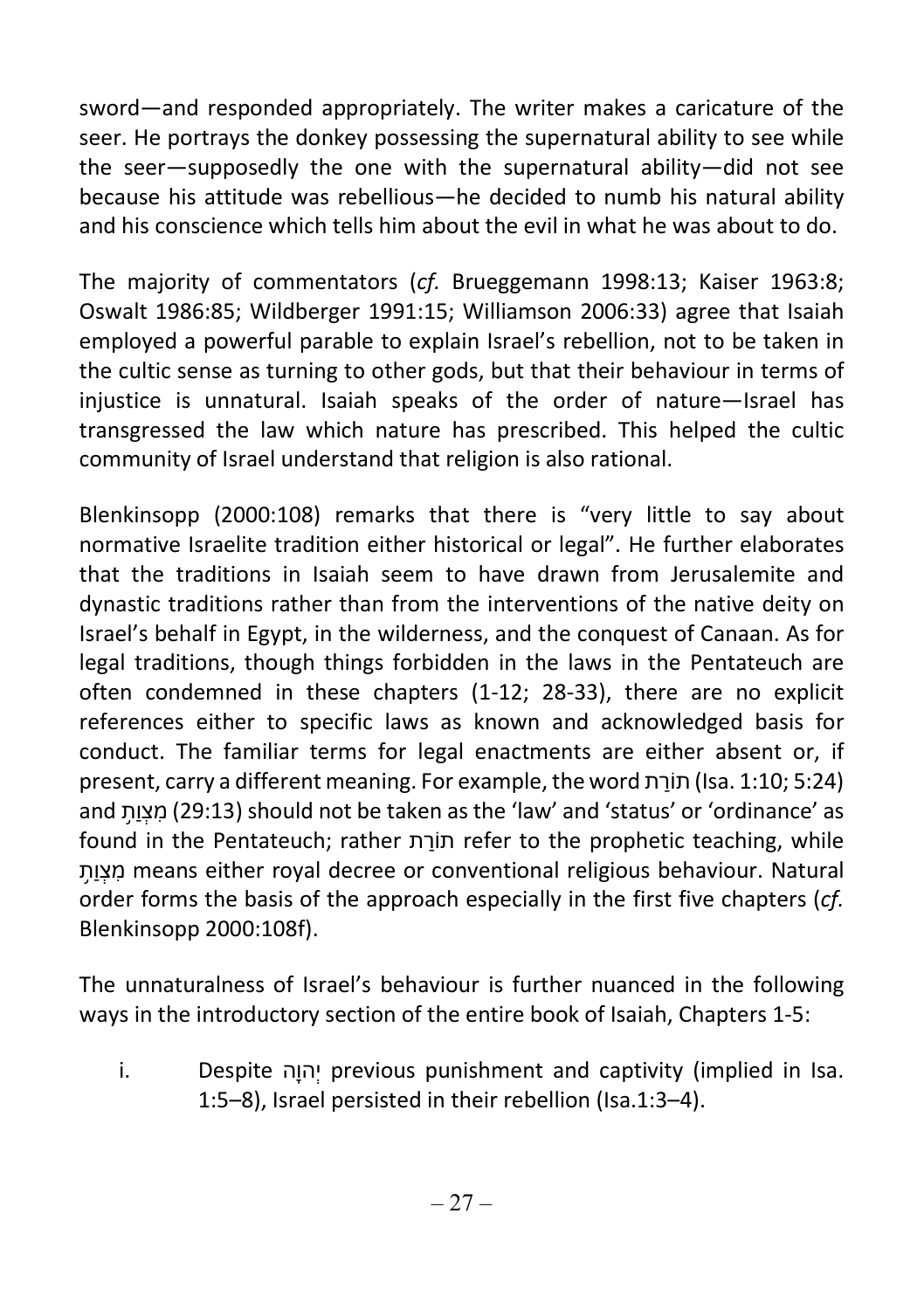sword—and responded appropriately. The writer makes a caricature of the seer. He portrays the donkey possessing the supernatural ability to see while the seer—supposedly the one with the supernatural ability—did not see because his attitude was rebellious—he decided to numb his natural ability and his conscience which tells him about the evil in what he was about to do.

The majority of commentators (*cf.* Brueggemann 1998:13; Kaiser 1963:8; Oswalt 1986:85; Wildberger 1991:15; Williamson 2006:33) agree that Isaiah employed a powerful parable to explain Israel's rebellion, not to be taken in the cultic sense as turning to other gods, but that their behaviour in terms of injustice is unnatural. Isaiah speaks of the order of nature—Israel has transgressed the law which nature has prescribed. This helped the cultic community of Israel understand that religion is also rational.

Blenkinsopp (2000:108) remarks that there is "very little to say about normative Israelite tradition either historical or legal". He further elaborates that the traditions in Isaiah seem to have drawn from Jerusalemite and dynastic traditions rather than from the interventions of the native deity on Israel's behalf in Egypt, in the wilderness, and the conquest of Canaan. As for legal traditions, though things forbidden in the laws in the Pentateuch are often condemned in these chapters (1-12; 28-33), there are no explicit references either to specific laws as known and acknowledged basis for conduct. The familiar terms for legal enactments are either absent or, if present, carry a different meaning. For example, the word תּוֹרַת (Isa. 1:10; 5:24) and מִצְוַת֫ (29:13) should not be taken as the 'law' and 'status' or 'ordinance' as found in the Pentateuch; rather תּוֹרַת refer to the prophetic teaching, while מִצְוַת֫ means either royal decree or conventional religious behaviour. Natural order forms the basis of the approach especially in the first five chapters (*cf.* Blenkinsopp 2000:108f).

The unnaturalness of Israel's behaviour is further nuanced in the following ways in the introductory section of the entire book of Isaiah, Chapters 1-5:

i. Despite יְהוָה previous punishment and captivity (implied in Isa. 1:5–8), Israel persisted in their rebellion (Isa.1:3–4).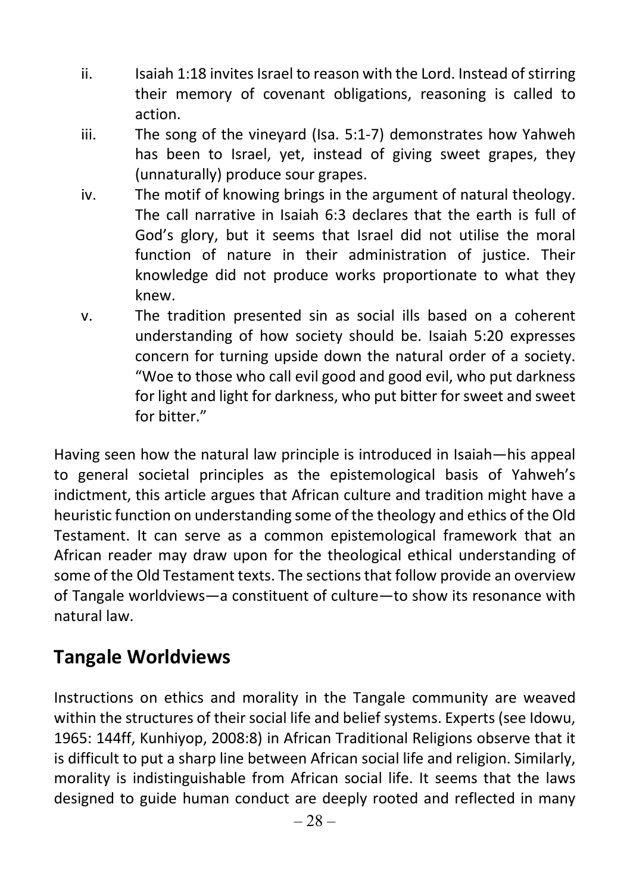ii. Isaiah 1:18 invites Israel to reason with the Lord. Instead of stirring their memory of covenant obligations, reasoning is called to action.

iii. The song of the vineyard (Isa. 5:1-7) demonstrates how Yahweh has been to Israel, yet, instead of giving sweet grapes, they (unnaturally) produce sour grapes.

iv. The motif of knowing brings in the argument of natural theology. The call narrative in Isaiah 6:3 declares that the earth is full of God's glory, but it seems that Israel did not utilise the moral function of nature in their administration of justice. Their knowledge did not produce works proportionate to what they knew.

v. The tradition presented sin as social ills based on a coherent understanding of how society should be. Isaiah 5:20 expresses concern for turning upside down the natural order of a society. "Woe to those who call evil good and good evil, who put darkness for light and light for darkness, who put bitter for sweet and sweet for bitter."

Having seen how the natural law principle is introduced in Isaiah—his appeal to general societal principles as the epistemological basis of Yahweh's indictment, this article argues that African culture and tradition might have a heuristic function on understanding some of the theology and ethics of the Old Testament. It can serve as a common epistemological framework that an African reader may draw upon for the theological ethical understanding of some of the Old Testament texts. The sections that follow provide an overview of Tangale worldviews—a constituent of culture—to show its resonance with natural law.

## Tangale Worldviews

Instructions on ethics and morality in the Tangale community are weaved within the structures of their social life and belief systems. Experts (see Idowu, 1965: 144ff, Kunhiyop, 2008:8) in African Traditional Religions observe that it is difficult to put a sharp line between African social life and religion. Similarly, morality is indistinguishable from African social life. It seems that the laws designed to guide human conduct are deeply rooted and reflected in many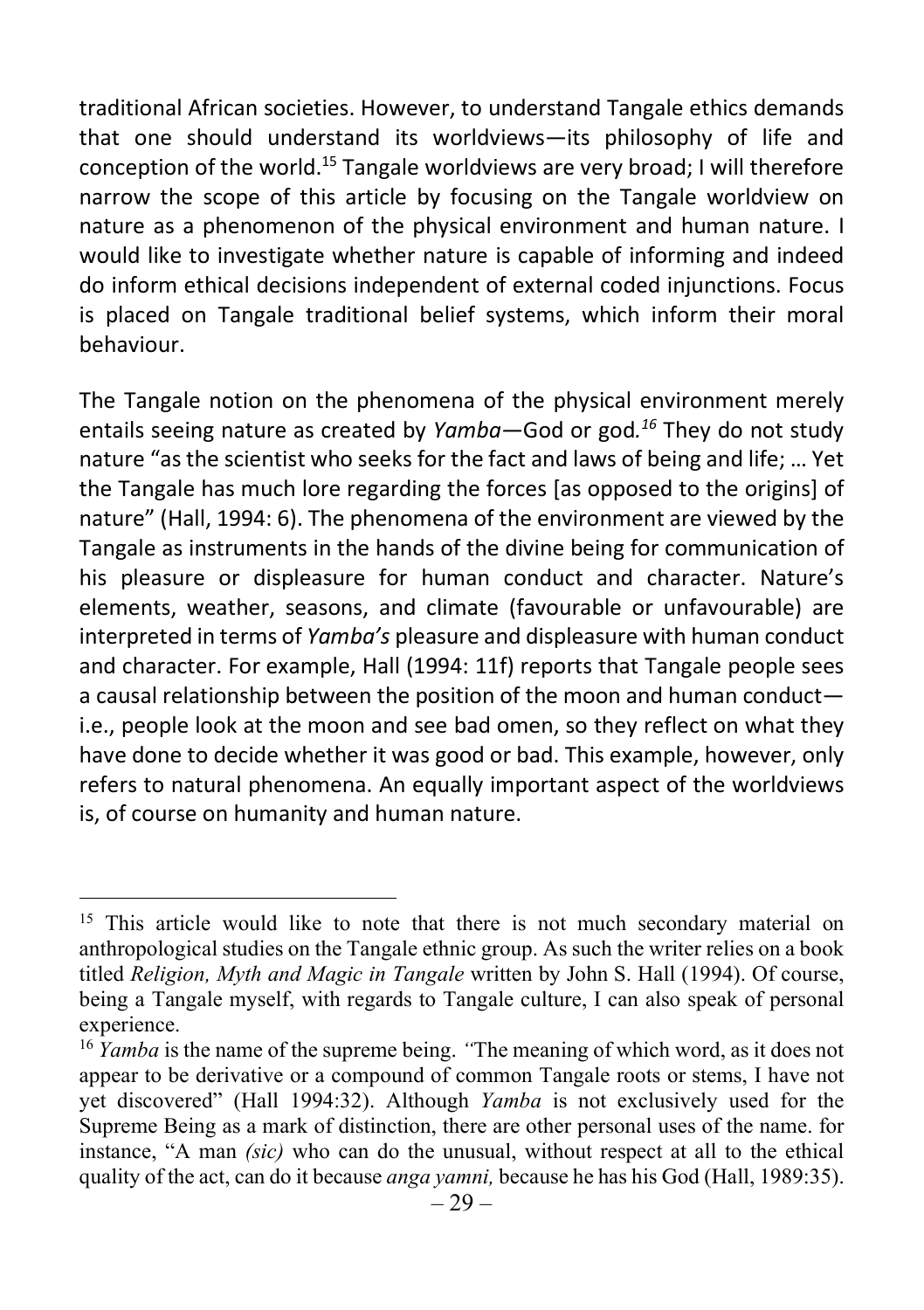traditional African societies. However, to understand Tangale ethics demands that one should understand its worldviews—its philosophy of life and conception of the world.[15] Tangale worldviews are very broad; I will therefore narrow the scope of this article by focusing on the Tangale worldview on nature as a phenomenon of the physical environment and human nature. I would like to investigate whether nature is capable of informing and indeed do inform ethical decisions independent of external coded injunctions. Focus is placed on Tangale traditional belief systems, which inform their moral behaviour.

The Tangale notion on the phenomena of the physical environment merely entails seeing nature as created by *Yamba*—God or god*.*[16] They do not study nature "as the scientist who seeks for the fact and laws of being and life; … Yet the Tangale has much lore regarding the forces [as opposed to the origins] of nature" (Hall, 1994: 6). The phenomena of the environment are viewed by the Tangale as instruments in the hands of the divine being for communication of his pleasure or displeasure for human conduct and character. Nature's elements, weather, seasons, and climate (favourable or unfavourable) are interpreted in terms of *Yamba's* pleasure and displeasure with human conduct and character. For example, Hall (1994: 11f) reports that Tangale people sees a causal relationship between the position of the moon and human conduct—i.e., people look at the moon and see bad omen, so they reflect on what they have done to decide whether it was good or bad. This example, however, only refers to natural phenomena. An equally important aspect of the worldviews is, of course on humanity and human nature.

---

[15] This article would like to note that there is not much secondary material on anthropological studies on the Tangale ethnic group. As such the writer relies on a book titled *Religion, Myth and Magic in Tangale* written by John S. Hall (1994). Of course, being a Tangale myself, with regards to Tangale culture, I can also speak of personal experience.

[16] *Yamba* is the name of the supreme being. *"*The meaning of which word, as it does not appear to be derivative or a compound of common Tangale roots or stems, I have not yet discovered" (Hall 1994:32). Although *Yamba* is not exclusively used for the Supreme Being as a mark of distinction, there are other personal uses of the name. for instance, "A man *(sic)* who can do the unusual, without respect at all to the ethical quality of the act, can do it because *anga yamni,* because he has his God (Hall, 1989:35).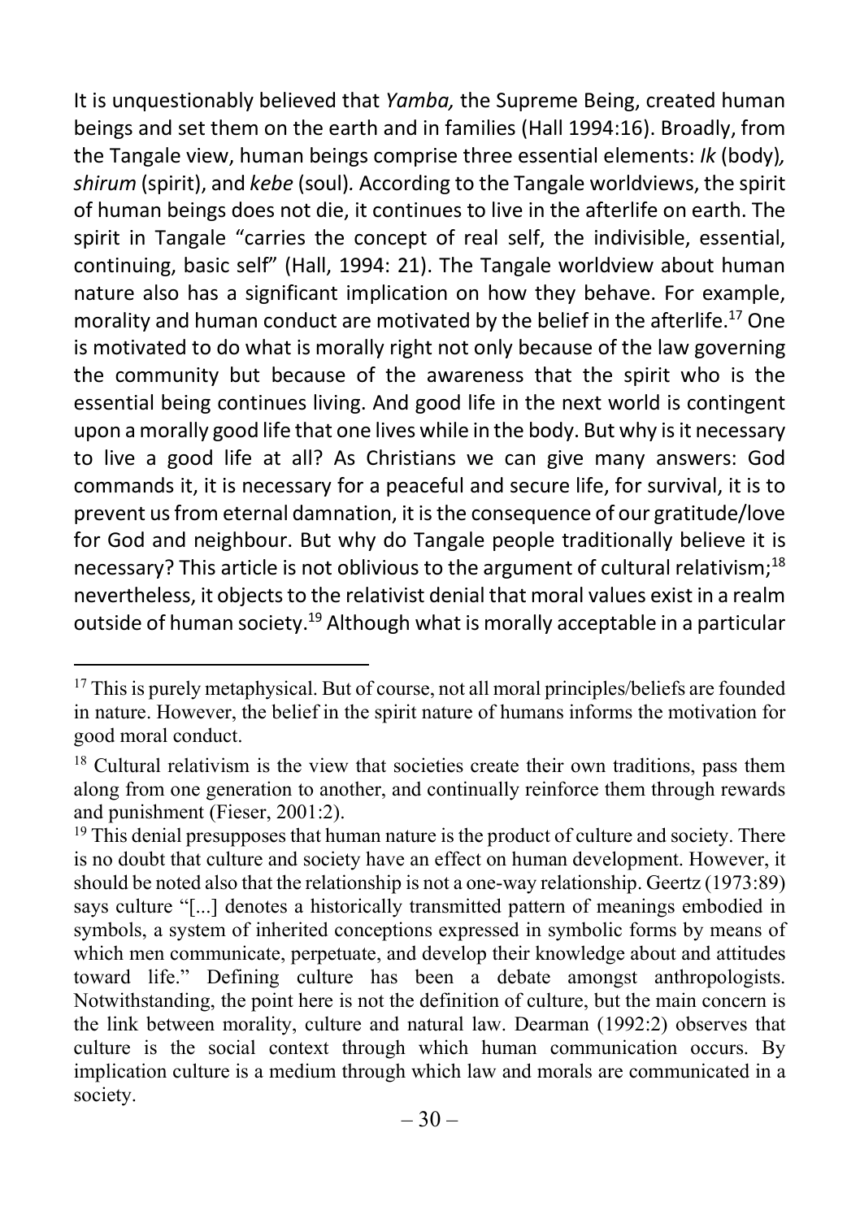It is unquestionably believed that *Yamba,* the Supreme Being, created human beings and set them on the earth and in families (Hall 1994:16). Broadly, from the Tangale view, human beings comprise three essential elements: *Ik* (body)*, shirum* (spirit), and *kebe* (soul)*.* According to the Tangale worldviews, the spirit of human beings does not die, it continues to live in the afterlife on earth. The spirit in Tangale "carries the concept of real self, the indivisible, essential, continuing, basic self" (Hall, 1994: 21). The Tangale worldview about human nature also has a significant implication on how they behave. For example, morality and human conduct are motivated by the belief in the afterlife.[17] One is motivated to do what is morally right not only because of the law governing the community but because of the awareness that the spirit who is the essential being continues living. And good life in the next world is contingent upon a morally good life that one lives while in the body. But why is it necessary to live a good life at all? As Christians we can give many answers: God commands it, it is necessary for a peaceful and secure life, for survival, it is to prevent us from eternal damnation, it is the consequence of our gratitude/love for God and neighbour. But why do Tangale people traditionally believe it is necessary? This article is not oblivious to the argument of cultural relativism;[18] nevertheless, it objects to the relativist denial that moral values exist in a realm outside of human society.[19] Although what is morally acceptable in a particular

---

[17] This is purely metaphysical. But of course, not all moral principles/beliefs are founded in nature. However, the belief in the spirit nature of humans informs the motivation for good moral conduct.

[18] Cultural relativism is the view that societies create their own traditions, pass them along from one generation to another, and continually reinforce them through rewards and punishment (Fieser, 2001:2).

[19] This denial presupposes that human nature is the product of culture and society. There is no doubt that culture and society have an effect on human development. However, it should be noted also that the relationship is not a one-way relationship. Geertz (1973:89) says culture "[...] denotes a historically transmitted pattern of meanings embodied in symbols, a system of inherited conceptions expressed in symbolic forms by means of which men communicate, perpetuate, and develop their knowledge about and attitudes toward life." Defining culture has been a debate amongst anthropologists. Notwithstanding, the point here is not the definition of culture, but the main concern is the link between morality, culture and natural law. Dearman (1992:2) observes that culture is the social context through which human communication occurs. By implication culture is a medium through which law and morals are communicated in a society.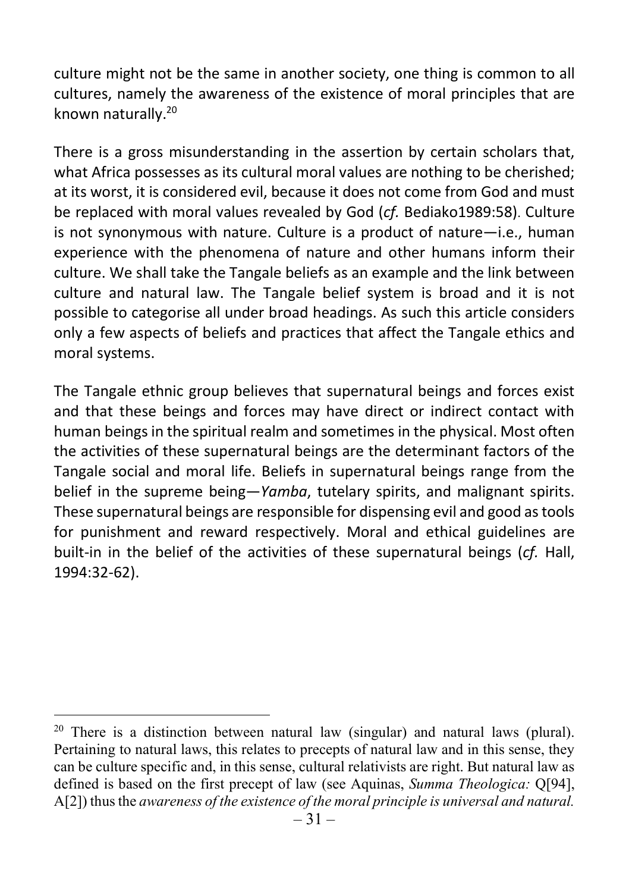culture might not be the same in another society, one thing is common to all cultures, namely the awareness of the existence of moral principles that are known naturally.[20]

There is a gross misunderstanding in the assertion by certain scholars that, what Africa possesses as its cultural moral values are nothing to be cherished; at its worst, it is considered evil, because it does not come from God and must be replaced with moral values revealed by God (*cf.* Bediako1989:58). Culture is not synonymous with nature. Culture is a product of nature—i.e., human experience with the phenomena of nature and other humans inform their culture. We shall take the Tangale beliefs as an example and the link between culture and natural law. The Tangale belief system is broad and it is not possible to categorise all under broad headings. As such this article considers only a few aspects of beliefs and practices that affect the Tangale ethics and moral systems.

The Tangale ethnic group believes that supernatural beings and forces exist and that these beings and forces may have direct or indirect contact with human beings in the spiritual realm and sometimes in the physical. Most often the activities of these supernatural beings are the determinant factors of the Tangale social and moral life. Beliefs in supernatural beings range from the belief in the supreme being—*Yamba*, tutelary spirits, and malignant spirits. These supernatural beings are responsible for dispensing evil and good as tools for punishment and reward respectively. Moral and ethical guidelines are built-in in the belief of the activities of these supernatural beings (*cf.* Hall, 1994:32-62).

---

[20] There is a distinction between natural law (singular) and natural laws (plural). Pertaining to natural laws, this relates to precepts of natural law and in this sense, they can be culture specific and, in this sense, cultural relativists are right. But natural law as defined is based on the first precept of law (see Aquinas, *Summa Theologica:* Q[94], A[2]) thus the *awareness of the existence of the moral principle is universal and natural.*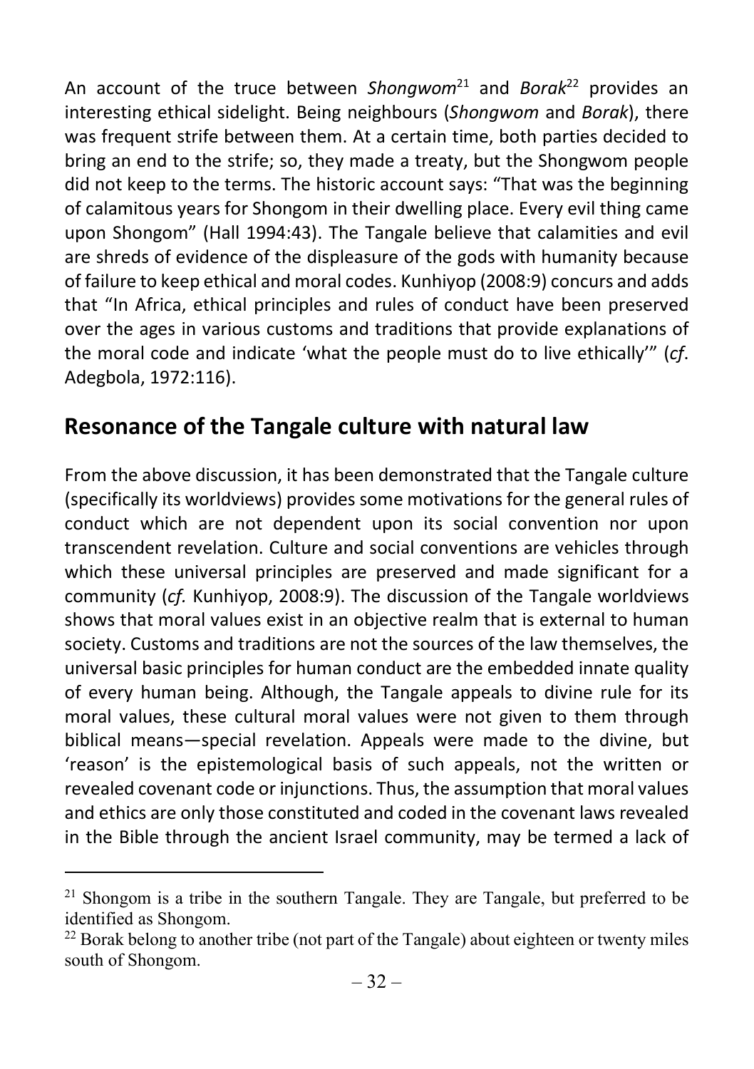An account of the truce between *Shongwom*[21] and *Borak*[22] provides an interesting ethical sidelight. Being neighbours (*Shongwom* and *Borak*), there was frequent strife between them. At a certain time, both parties decided to bring an end to the strife; so, they made a treaty, but the Shongwom people did not keep to the terms. The historic account says: "That was the beginning of calamitous years for Shongom in their dwelling place. Every evil thing came upon Shongom" (Hall 1994:43). The Tangale believe that calamities and evil are shreds of evidence of the displeasure of the gods with humanity because of failure to keep ethical and moral codes. Kunhiyop (2008:9) concurs and adds that "In Africa, ethical principles and rules of conduct have been preserved over the ages in various customs and traditions that provide explanations of the moral code and indicate 'what the people must do to live ethically'" (*cf*. Adegbola, 1972:116).

## Resonance of the Tangale culture with natural law

From the above discussion, it has been demonstrated that the Tangale culture (specifically its worldviews) provides some motivations for the general rules of conduct which are not dependent upon its social convention nor upon transcendent revelation. Culture and social conventions are vehicles through which these universal principles are preserved and made significant for a community (*cf.* Kunhiyop, 2008:9). The discussion of the Tangale worldviews shows that moral values exist in an objective realm that is external to human society. Customs and traditions are not the sources of the law themselves, the universal basic principles for human conduct are the embedded innate quality of every human being. Although, the Tangale appeals to divine rule for its moral values, these cultural moral values were not given to them through biblical means—special revelation. Appeals were made to the divine, but 'reason' is the epistemological basis of such appeals, not the written or revealed covenant code or injunctions. Thus, the assumption that moral values and ethics are only those constituted and coded in the covenant laws revealed in the Bible through the ancient Israel community, may be termed a lack of

[21] Shongom is a tribe in the southern Tangale. They are Tangale, but preferred to be identified as Shongom.

[22] Borak belong to another tribe (not part of the Tangale) about eighteen or twenty miles south of Shongom.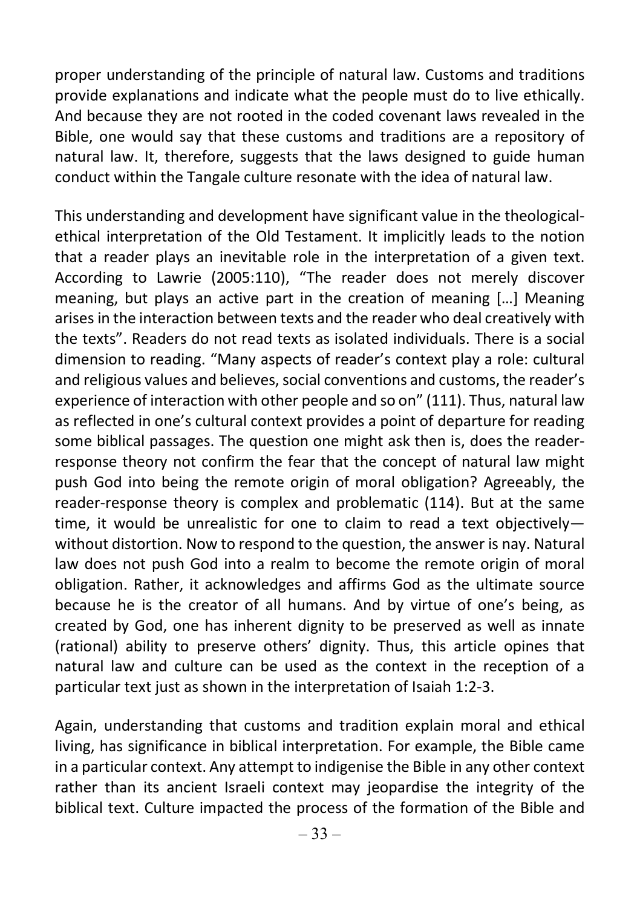proper understanding of the principle of natural law. Customs and traditions provide explanations and indicate what the people must do to live ethically. And because they are not rooted in the coded covenant laws revealed in the Bible, one would say that these customs and traditions are a repository of natural law. It, therefore, suggests that the laws designed to guide human conduct within the Tangale culture resonate with the idea of natural law.

This understanding and development have significant value in the theological-ethical interpretation of the Old Testament. It implicitly leads to the notion that a reader plays an inevitable role in the interpretation of a given text. According to Lawrie (2005:110), "The reader does not merely discover meaning, but plays an active part in the creation of meaning […] Meaning arises in the interaction between texts and the reader who deal creatively with the texts". Readers do not read texts as isolated individuals. There is a social dimension to reading. "Many aspects of reader's context play a role: cultural and religious values and believes, social conventions and customs, the reader's experience of interaction with other people and so on" (111). Thus, natural law as reflected in one's cultural context provides a point of departure for reading some biblical passages. The question one might ask then is, does the reader-response theory not confirm the fear that the concept of natural law might push God into being the remote origin of moral obligation? Agreeably, the reader-response theory is complex and problematic (114). But at the same time, it would be unrealistic for one to claim to read a text objectively—without distortion. Now to respond to the question, the answer is nay. Natural law does not push God into a realm to become the remote origin of moral obligation. Rather, it acknowledges and affirms God as the ultimate source because he is the creator of all humans. And by virtue of one's being, as created by God, one has inherent dignity to be preserved as well as innate (rational) ability to preserve others' dignity. Thus, this article opines that natural law and culture can be used as the context in the reception of a particular text just as shown in the interpretation of Isaiah 1:2-3.

Again, understanding that customs and tradition explain moral and ethical living, has significance in biblical interpretation. For example, the Bible came in a particular context. Any attempt to indigenise the Bible in any other context rather than its ancient Israeli context may jeopardise the integrity of the biblical text. Culture impacted the process of the formation of the Bible and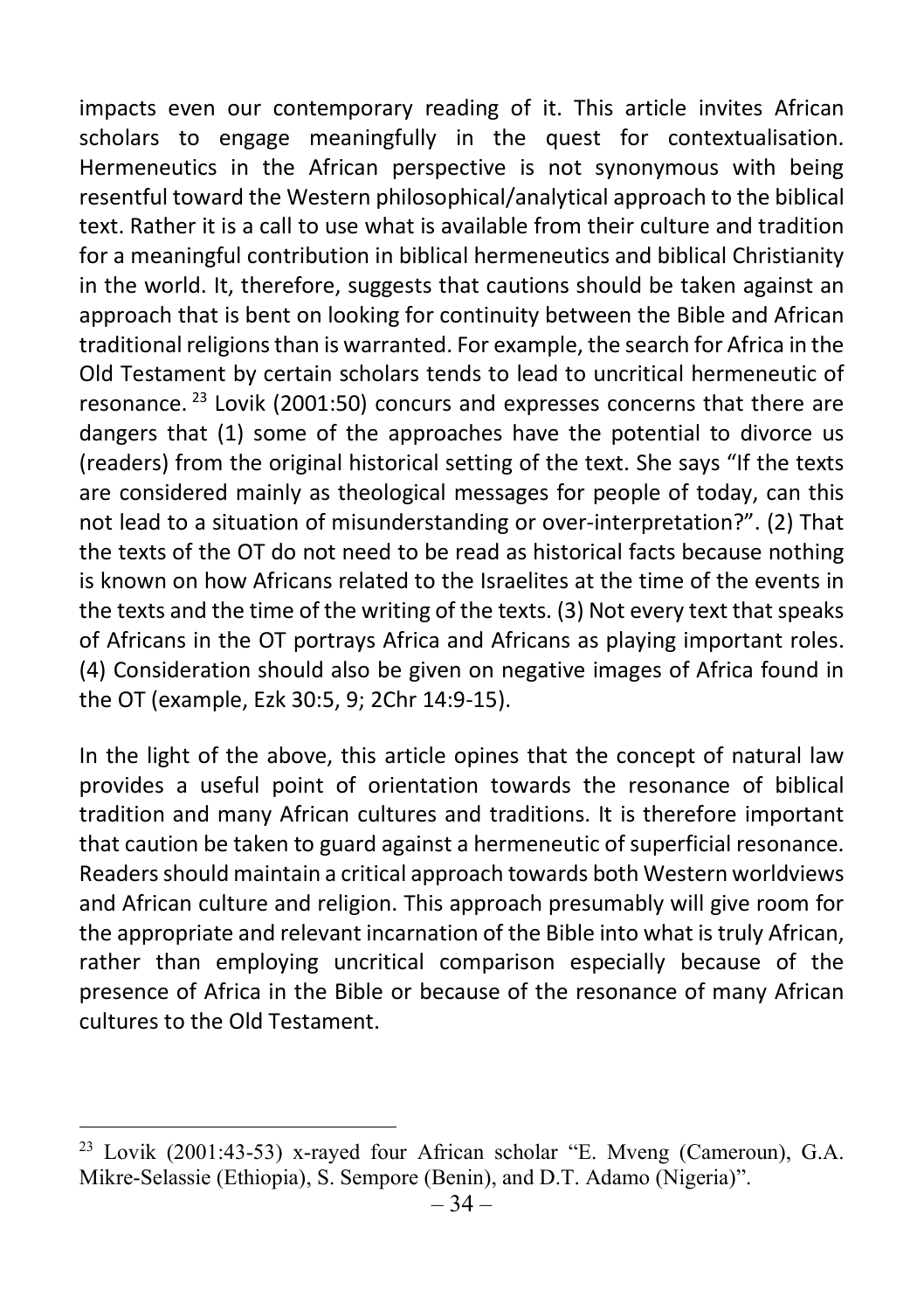impacts even our contemporary reading of it. This article invites African scholars to engage meaningfully in the quest for contextualisation. Hermeneutics in the African perspective is not synonymous with being resentful toward the Western philosophical/analytical approach to the biblical text. Rather it is a call to use what is available from their culture and tradition for a meaningful contribution in biblical hermeneutics and biblical Christianity in the world. It, therefore, suggests that cautions should be taken against an approach that is bent on looking for continuity between the Bible and African traditional religions than is warranted. For example, the search for Africa in the Old Testament by certain scholars tends to lead to uncritical hermeneutic of resonance.[23] Lovik (2001:50) concurs and expresses concerns that there are dangers that (1) some of the approaches have the potential to divorce us (readers) from the original historical setting of the text. She says "If the texts are considered mainly as theological messages for people of today, can this not lead to a situation of misunderstanding or over-interpretation?". (2) That the texts of the OT do not need to be read as historical facts because nothing is known on how Africans related to the Israelites at the time of the events in the texts and the time of the writing of the texts. (3) Not every text that speaks of Africans in the OT portrays Africa and Africans as playing important roles. (4) Consideration should also be given on negative images of Africa found in the OT (example, Ezk 30:5, 9; 2Chr 14:9-15).

In the light of the above, this article opines that the concept of natural law provides a useful point of orientation towards the resonance of biblical tradition and many African cultures and traditions. It is therefore important that caution be taken to guard against a hermeneutic of superficial resonance. Readers should maintain a critical approach towards both Western worldviews and African culture and religion. This approach presumably will give room for the appropriate and relevant incarnation of the Bible into what is truly African, rather than employing uncritical comparison especially because of the presence of Africa in the Bible or because of the resonance of many African cultures to the Old Testament.

---

[23] Lovik (2001:43-53) x-rayed four African scholar "E. Mveng (Cameroun), G.A. Mikre-Selassie (Ethiopia), S. Sempore (Benin), and D.T. Adamo (Nigeria)".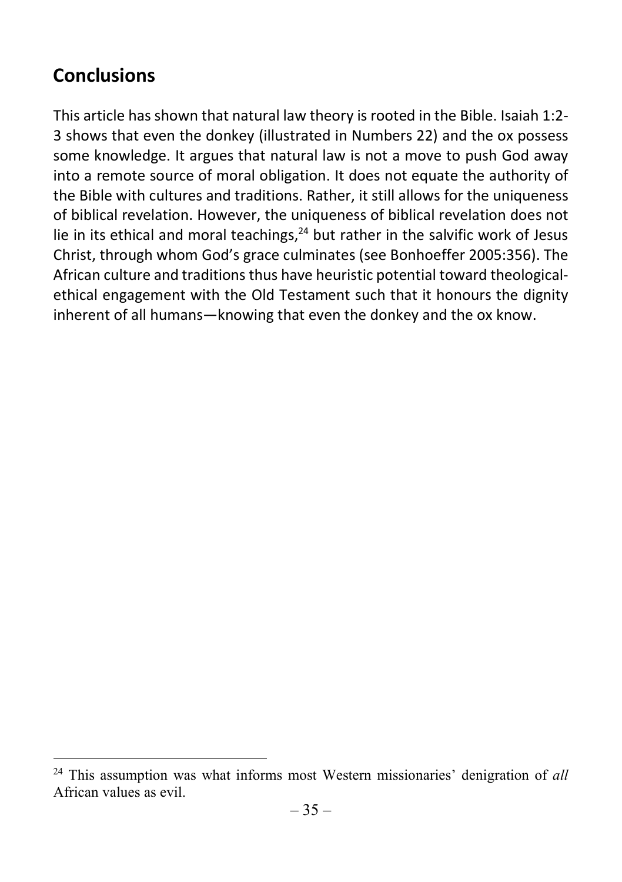## Conclusions

This article has shown that natural law theory is rooted in the Bible. Isaiah 1:2-3 shows that even the donkey (illustrated in Numbers 22) and the ox possess some knowledge. It argues that natural law is not a move to push God away into a remote source of moral obligation. It does not equate the authority of the Bible with cultures and traditions. Rather, it still allows for the uniqueness of biblical revelation. However, the uniqueness of biblical revelation does not lie in its ethical and moral teachings,[24] but rather in the salvific work of Jesus Christ, through whom God's grace culminates (see Bonhoeffer 2005:356). The African culture and traditions thus have heuristic potential toward theological-ethical engagement with the Old Testament such that it honours the dignity inherent of all humans—knowing that even the donkey and the ox know.

[24] This assumption was what informs most Western missionaries' denigration of *all* African values as evil.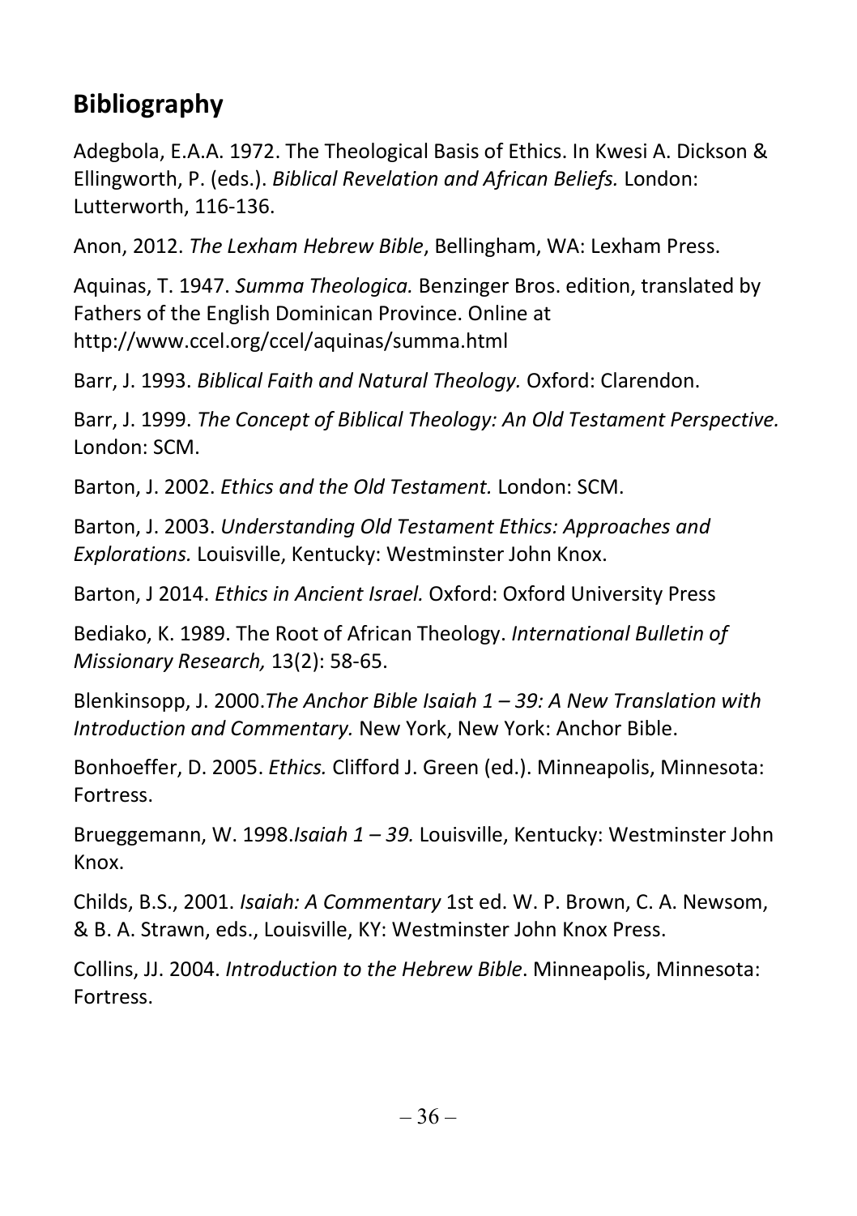## Bibliography

Adegbola, E.A.A. 1972. The Theological Basis of Ethics. In Kwesi A. Dickson & Ellingworth, P. (eds.). *Biblical Revelation and African Beliefs.* London: Lutterworth, 116-136.

Anon, 2012. *The Lexham Hebrew Bible*, Bellingham, WA: Lexham Press.

Aquinas, T. 1947. *Summa Theologica.* Benzinger Bros. edition, translated by Fathers of the English Dominican Province. Online at http://www.ccel.org/ccel/aquinas/summa.html

Barr, J. 1993. *Biblical Faith and Natural Theology.* Oxford: Clarendon.

Barr, J. 1999. *The Concept of Biblical Theology: An Old Testament Perspective.* London: SCM.

Barton, J. 2002. *Ethics and the Old Testament.* London: SCM.

Barton, J. 2003. *Understanding Old Testament Ethics: Approaches and Explorations.* Louisville, Kentucky: Westminster John Knox.

Barton, J 2014. *Ethics in Ancient Israel.* Oxford: Oxford University Press

Bediako, K. 1989. The Root of African Theology. *International Bulletin of Missionary Research,* 13(2): 58-65.

Blenkinsopp, J. 2000.*The Anchor Bible Isaiah 1 – 39: A New Translation with Introduction and Commentary.* New York, New York: Anchor Bible.

Bonhoeffer, D. 2005. *Ethics.* Clifford J. Green (ed.). Minneapolis, Minnesota: Fortress.

Brueggemann, W. 1998.*Isaiah 1 – 39.* Louisville, Kentucky: Westminster John Knox.

Childs, B.S., 2001. *Isaiah: A Commentary* 1st ed. W. P. Brown, C. A. Newsom, & B. A. Strawn, eds., Louisville, KY: Westminster John Knox Press.

Collins, JJ. 2004. *Introduction to the Hebrew Bible*. Minneapolis, Minnesota: Fortress.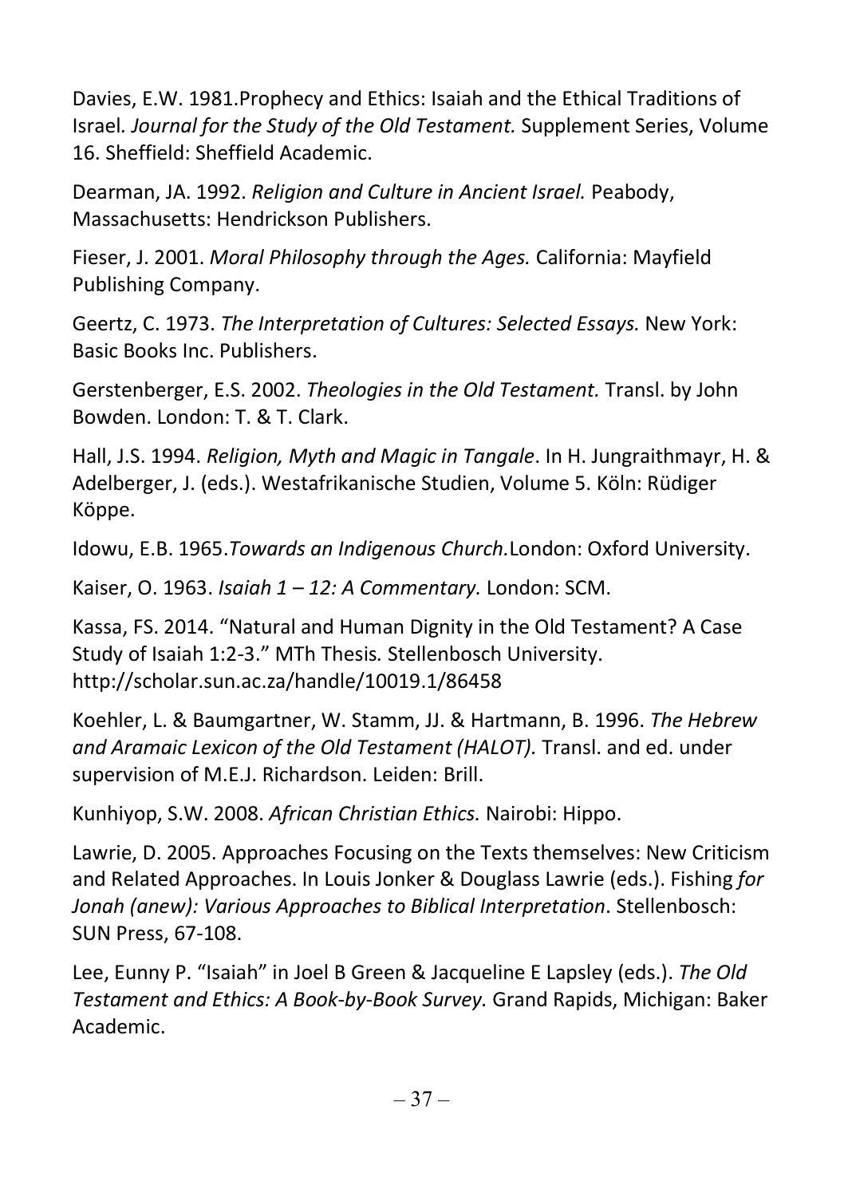Davies, E.W. 1981.Prophecy and Ethics: Isaiah and the Ethical Traditions of Israel. *Journal for the Study of the Old Testament.* Supplement Series, Volume 16. Sheffield: Sheffield Academic.

Dearman, JA. 1992. *Religion and Culture in Ancient Israel.* Peabody, Massachusetts: Hendrickson Publishers.

Fieser, J. 2001. *Moral Philosophy through the Ages.* California: Mayfield Publishing Company.

Geertz, C. 1973. *The Interpretation of Cultures: Selected Essays.* New York: Basic Books Inc. Publishers.

Gerstenberger, E.S. 2002. *Theologies in the Old Testament.* Transl. by John Bowden. London: T. & T. Clark.

Hall, J.S. 1994. *Religion, Myth and Magic in Tangale*. In H. Jungraithmayr, H. & Adelberger, J. (eds.). Westafrikanische Studien, Volume 5. Köln: Rüdiger Köppe.

Idowu, E.B. 1965.*Towards an Indigenous Church.*London: Oxford University.

Kaiser, O. 1963. *Isaiah 1 – 12: A Commentary.* London: SCM.

Kassa, FS. 2014. "Natural and Human Dignity in the Old Testament? A Case Study of Isaiah 1:2-3." MTh Thesis*.* Stellenbosch University. http://scholar.sun.ac.za/handle/10019.1/86458

Koehler, L. & Baumgartner, W. Stamm, JJ. & Hartmann, B. 1996. *The Hebrew and Aramaic Lexicon of the Old Testament (HALOT).* Transl. and ed. under supervision of M.E.J. Richardson. Leiden: Brill.

Kunhiyop, S.W. 2008. *African Christian Ethics.* Nairobi: Hippo.

Lawrie, D. 2005. Approaches Focusing on the Texts themselves: New Criticism and Related Approaches. In Louis Jonker & Douglass Lawrie (eds.). Fishing *for Jonah (anew): Various Approaches to Biblical Interpretation*. Stellenbosch: SUN Press, 67-108.

Lee, Eunny P. "Isaiah" in Joel B Green & Jacqueline E Lapsley (eds.). *The Old Testament and Ethics: A Book-by-Book Survey.* Grand Rapids, Michigan: Baker Academic.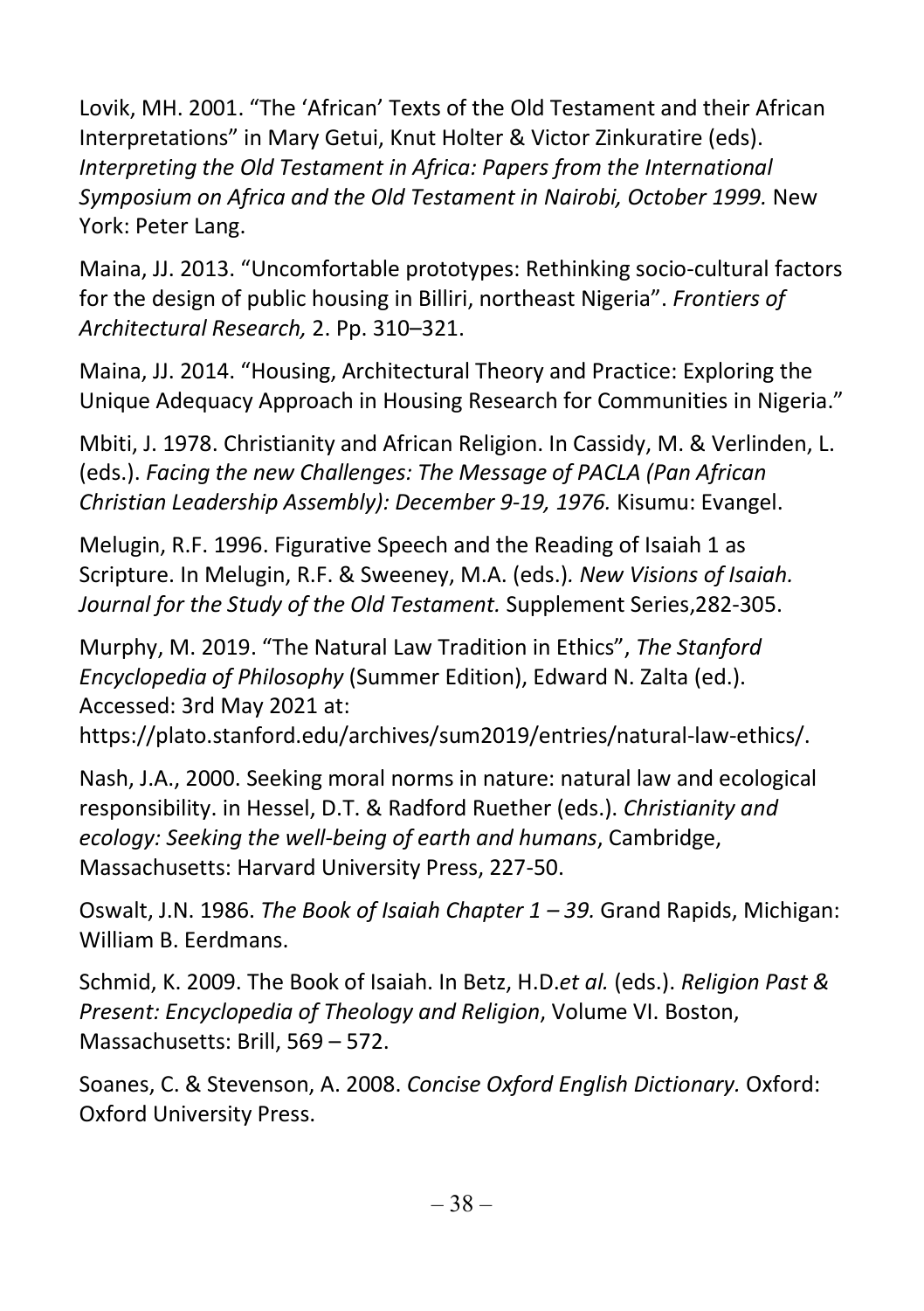Lovik, MH. 2001. "The 'African' Texts of the Old Testament and their African Interpretations" in Mary Getui, Knut Holter & Victor Zinkuratire (eds). *Interpreting the Old Testament in Africa: Papers from the International Symposium on Africa and the Old Testament in Nairobi, October 1999.* New York: Peter Lang.

Maina, JJ. 2013. "Uncomfortable prototypes: Rethinking socio-cultural factors for the design of public housing in Billiri, northeast Nigeria". *Frontiers of Architectural Research,* 2. Pp. 310–321.

Maina, JJ. 2014. "Housing, Architectural Theory and Practice: Exploring the Unique Adequacy Approach in Housing Research for Communities in Nigeria."

Mbiti, J. 1978. Christianity and African Religion. In Cassidy, M. & Verlinden, L. (eds.). *Facing the new Challenges: The Message of PACLA (Pan African Christian Leadership Assembly): December 9-19, 1976.* Kisumu: Evangel.

Melugin, R.F. 1996. Figurative Speech and the Reading of Isaiah 1 as Scripture. In Melugin, R.F. & Sweeney, M.A. (eds.)*. New Visions of Isaiah. Journal for the Study of the Old Testament.* Supplement Series,282-305.

Murphy, M. 2019. "The Natural Law Tradition in Ethics", *The Stanford Encyclopedia of Philosophy* (Summer Edition), Edward N. Zalta (ed.). Accessed: 3rd May 2021 at: https://plato.stanford.edu/archives/sum2019/entries/natural-law-ethics/.

Nash, J.A., 2000. Seeking moral norms in nature: natural law and ecological responsibility. in Hessel, D.T. & Radford Ruether (eds.). *Christianity and ecology: Seeking the well-being of earth and humans*, Cambridge, Massachusetts: Harvard University Press, 227-50.

Oswalt, J.N. 1986. *The Book of Isaiah Chapter 1 – 39.* Grand Rapids, Michigan: William B. Eerdmans.

Schmid, K. 2009. The Book of Isaiah. In Betz, H.D.*et al.* (eds.). *Religion Past & Present: Encyclopedia of Theology and Religion*, Volume VI. Boston, Massachusetts: Brill, 569 – 572.

Soanes, C. & Stevenson, A. 2008. *Concise Oxford English Dictionary.* Oxford: Oxford University Press.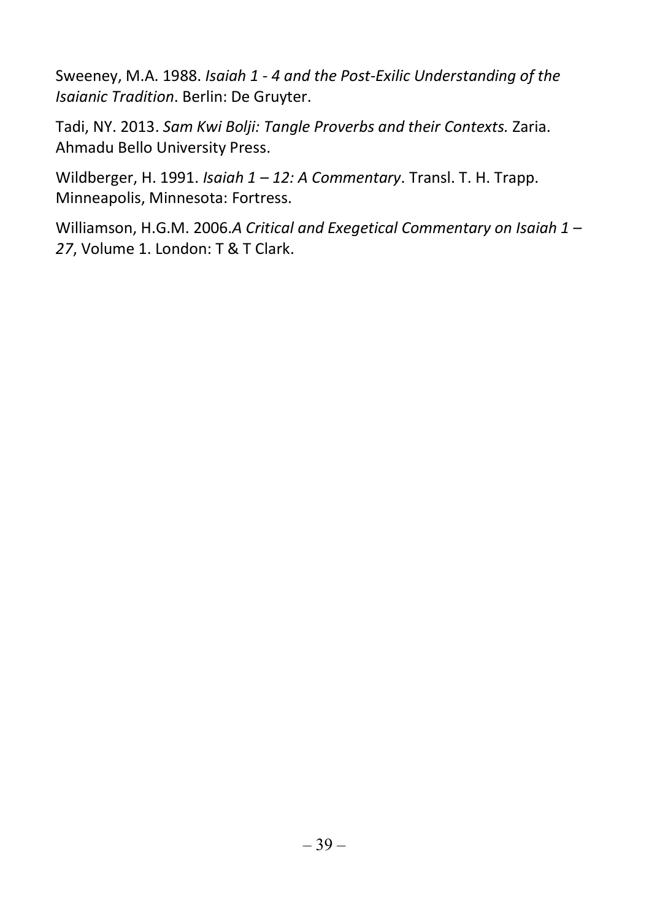Sweeney, M.A. 1988. *Isaiah 1 - 4 and the Post-Exilic Understanding of the Isaianic Tradition*. Berlin: De Gruyter.

Tadi, NY. 2013. *Sam Kwi Bolji: Tangle Proverbs and their Contexts.* Zaria. Ahmadu Bello University Press.

Wildberger, H. 1991. *Isaiah 1 – 12: A Commentary*. Transl. T. H. Trapp. Minneapolis, Minnesota: Fortress.

Williamson, H.G.M. 2006.*A Critical and Exegetical Commentary on Isaiah 1 – 27*, Volume 1. London: T & T Clark.